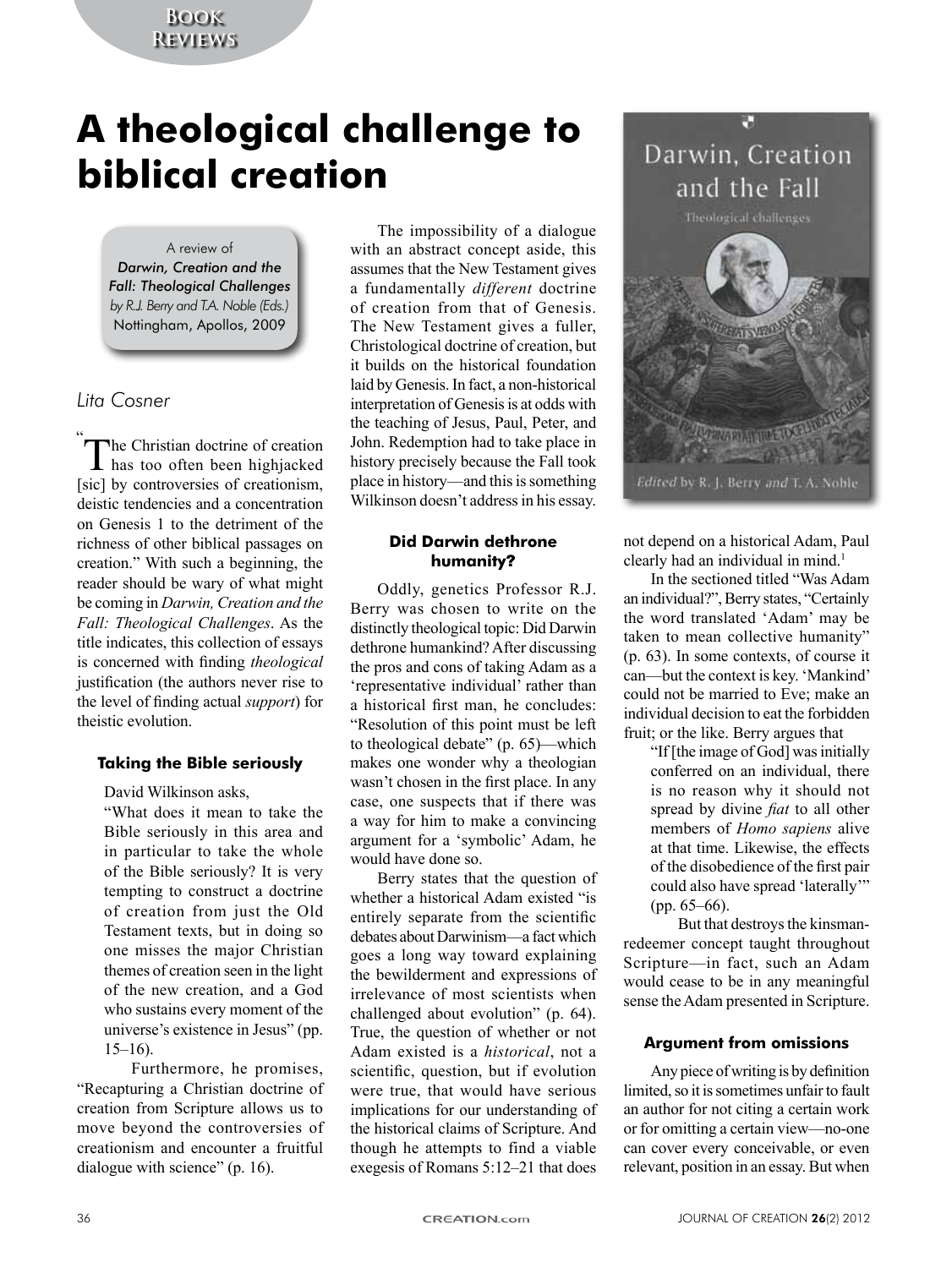# A theological challenge to biblical creation

A review of
*Darwin, Creation and the Fall: Theological Challenges*
*by R.J. Berry and T.A. Noble (Eds.)*
Nottingham, Apollos, 2009

*Lita Cosner*

"The Christian doctrine of creation has too often been highjacked [sic] by controversies of creationism, deistic tendencies and a concentration on Genesis 1 to the detriment of the richness of other biblical passages on creation." With such a beginning, the reader should be wary of what might be coming in *Darwin, Creation and the Fall: Theological Challenges*. As the title indicates, this collection of essays is concerned with finding *theological* justification (the authors never rise to the level of finding actual *support*) for theistic evolution.

### Taking the Bible seriously

David Wilkinson asks,

> "What does it mean to take the Bible seriously and in particular to take the whole of the Bible seriously? It is very tempting to construct a doctrine of creation from just the Old Testament texts, but in doing so one misses the major Christian themes of creation seen in the light of the new creation, and a God who sustains every moment of the universe's existence in Jesus" (pp. 15–16).

Furthermore, he promises, "Recapturing a Christian doctrine of creation from Scripture allows us to move beyond the controversies of creationism and encounter a fruitful dialogue with science" (p. 16).

The impossibility of a dialogue with an abstract concept aside, this assumes that the New Testament gives a fundamentally *different* doctrine of creation from that of Genesis. The New Testament gives a fuller, Christological doctrine of creation, but it builds on the historical foundation laid by Genesis. In fact, a non-historical interpretation of Genesis is at odds with the teaching of Jesus, Paul, Peter, and John. Redemption had to take place in history precisely because the Fall took place in history—and this is something Wilkinson doesn't address in his essay.

### Did Darwin dethrone humanity?

Oddly, genetics Professor R.J. Berry was chosen to write on the distinctly theological topic: Did Darwin dethrone humankind? After discussing the pros and cons of taking Adam as a 'representative individual' rather than a historical first man, he concludes: "Resolution of this point must be left to theological debate" (p. 65)—which makes one wonder why a theologian wasn't chosen in the first place. In any case, one suspects that if there was a way for him to make a convincing argument for a 'symbolic' Adam, he would have done so.

Berry states that the question of whether a historical Adam existed "is entirely separate from the scientific debates about Darwinism—a fact which goes a long way toward explaining the bewilderment and expressions of irrelevance of most scientists when challenged about evolution" (p. 64). True, the question of whether or not Adam existed is a *historical*, not a scientific, question, but if evolution were true, that would have serious implications for our understanding of the historical claims of Scripture. And though he attempts to find a viable exegesis of Romans 5:12–21 that does not depend on a historical Adam, Paul clearly had an individual in mind.[1]

In the sectioned titled "Was Adam an individual?", Berry states, "Certainly the word translated 'Adam' may be taken to mean collective humanity" (p. 63). In some contexts, of course it can—but the context is key. 'Mankind' could not be married to Eve; make an individual decision to eat the forbidden fruit; or the like. Berry argues that

> "If [the image of God] was initially conferred on an individual, there is no reason why it should not spread by divine *fiat* to all other members of *Homo sapiens* alive at that time. Likewise, the effects of the disobedience of the first pair could also have spread 'laterally'" (pp. 65–66).

But that destroys the kinsman-redeemer concept taught throughout Scripture—in fact, such an Adam would cease to be in any meaningful sense the Adam presented in Scripture.

### Argument from omissions

Any piece of writing is by definition limited, so it is sometimes unfair to fault an author for not citing a certain work or for omitting a certain view—no-one can cover every conceivable, or even relevant, position in an essay. But when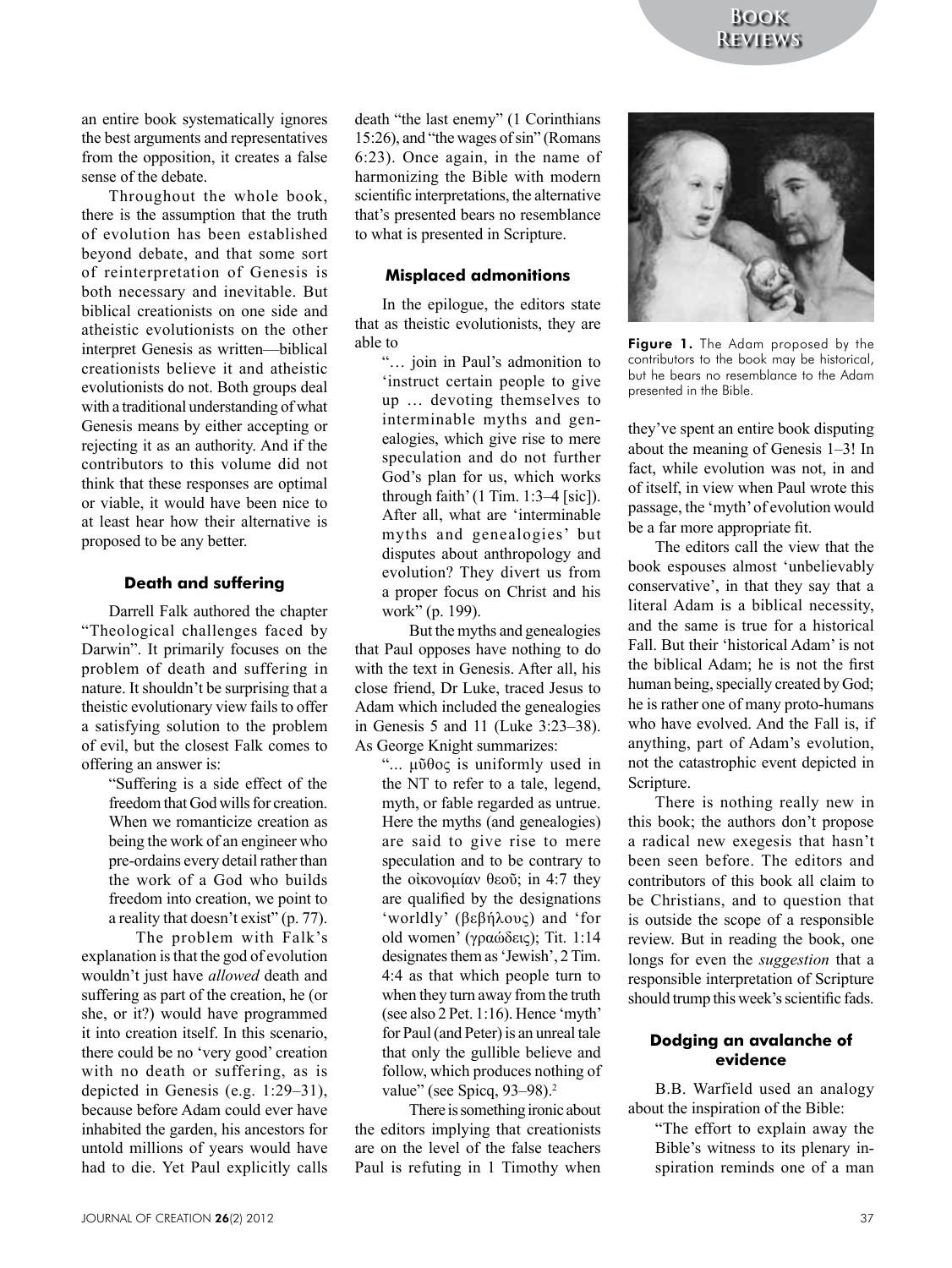an entire book systematically ignores the best arguments and representatives from the opposition, it creates a false sense of the debate.

Throughout the whole book, there is the assumption that the truth of evolution has been established beyond debate, and that some sort of reinterpretation of Genesis is both necessary and inevitable. But biblical creationists on one side and atheistic evolutionists on the other interpret Genesis as written—biblical creationists believe it and atheistic evolutionists do not. Both groups deal with a traditional understanding of what Genesis means by either accepting or rejecting it as an authority. And if the contributors to this volume did not think that these responses are optimal or viable, it would have been nice to at least hear how their alternative is proposed to be any better.

#### Death and suffering

Darrell Falk authored the chapter "Theological challenges faced by Darwin". It primarily focuses on the problem of death and suffering in nature. It shouldn't be surprising that a theistic evolutionary view fails to offer a satisfying solution to the problem of evil, but the closest Falk comes to offering an answer is:

> "Suffering is a side effect of the freedom that God wills for creation. When we romanticize creation as being the work of an engineer who pre-ordains every detail rather than the work of a God who builds freedom into creation, we point to a reality that doesn't exist" (p. 77).

The problem with Falk's explanation is that the god of evolution wouldn't just have *allowed* death and suffering as part of the creation, he (or she, or it?) would have programmed it into creation itself. In this scenario, there could be no 'very good' creation with no death or suffering, as is depicted in Genesis (e.g. 1:29–31), because before Adam could ever have inhabited the garden, his ancestors for untold millions of years would have had to die. Yet Paul explicitly calls death "the last enemy" (1 Corinthians 15:26), and "the wages of sin" (Romans 6:23). Once again, in the name of harmonizing the Bible with modern scientific interpretations, the alternative that's presented bears no resemblance to what is presented in Scripture.

#### Misplaced admonitions

In the epilogue, the editors state that as theistic evolutionists, they are able to

> "… join in Paul's admonition to 'instruct certain people to give up … devoting themselves to interminable myths and genealogies, which give rise to mere speculation and do not further God's plan for us, which works through faith' (1 Tim. 1:3–4 [sic]). After all, what are 'interminable myths and genealogies' but disputes about anthropology and evolution? They divert us from a proper focus on Christ and his work" (p. 199).

But the myths and genealogies that Paul opposes have nothing to do with the text in Genesis. After all, his close friend, Dr Luke, traced Jesus to Adam which included the genealogies in Genesis 5 and 11 (Luke 3:23–38). As George Knight summarizes:

> "… μῦθος is uniformly used in the NT to refer to a tale, legend, myth, or fable regarded as untrue. Here the myths (and genealogies) are said to give rise to mere speculation and to be contrary to the οἰκονομίαν θεοῦ; in 4:7 they are qualified by the designations 'worldly' (βεβήλους) and 'for old women' (γραώδεις); Tit. 1:14 designates them as 'Jewish', 2 Tim. 4:4 as that which people turn to when they turn away from the truth (see also 2 Pet. 1:16). Hence 'myth' for Paul (and Peter) is an unreal tale that only the gullible believe and follow, which produces nothing of value" (see Spicq, 93–98).[2]

There is something ironic about the editors implying that creationists are on the level of the false teachers Paul is refuting in 1 Timothy when they've spent an entire book disputing about the meaning of Genesis 1–3! In fact, while evolution was not, in and of itself, in view when Paul wrote this passage, the 'myth' of evolution would be a far more appropriate fit.

**Figure 1.** The Adam proposed by the contributors to the book may be historical, but he bears no resemblance to the Adam presented in the Bible.

The editors call the view that the book espouses almost 'unbelievably conservative', in that they say that a literal Adam is a biblical necessity, and the same is true for a historical Fall. But their 'historical Adam' is not the biblical Adam; he is not the first human being, specially created by God; he is rather one of many proto-humans who have evolved. And the Fall is, if anything, part of Adam's evolution, not the catastrophic event depicted in Scripture.

There is nothing really new in this book; the authors don't propose a radical new exegesis that hasn't been seen before. The editors and contributors of this book all claim to be Christians, and to question that is outside the scope of a responsible review. But in reading the book, one longs for even the *suggestion* that a responsible interpretation of Scripture should trump this week's scientific fads.

#### Dodging an avalanche of evidence

B.B. Warfield used an analogy about the inspiration of the Bible:

> "The effort to explain away the Bible's witness to its plenary inspiration reminds one of a man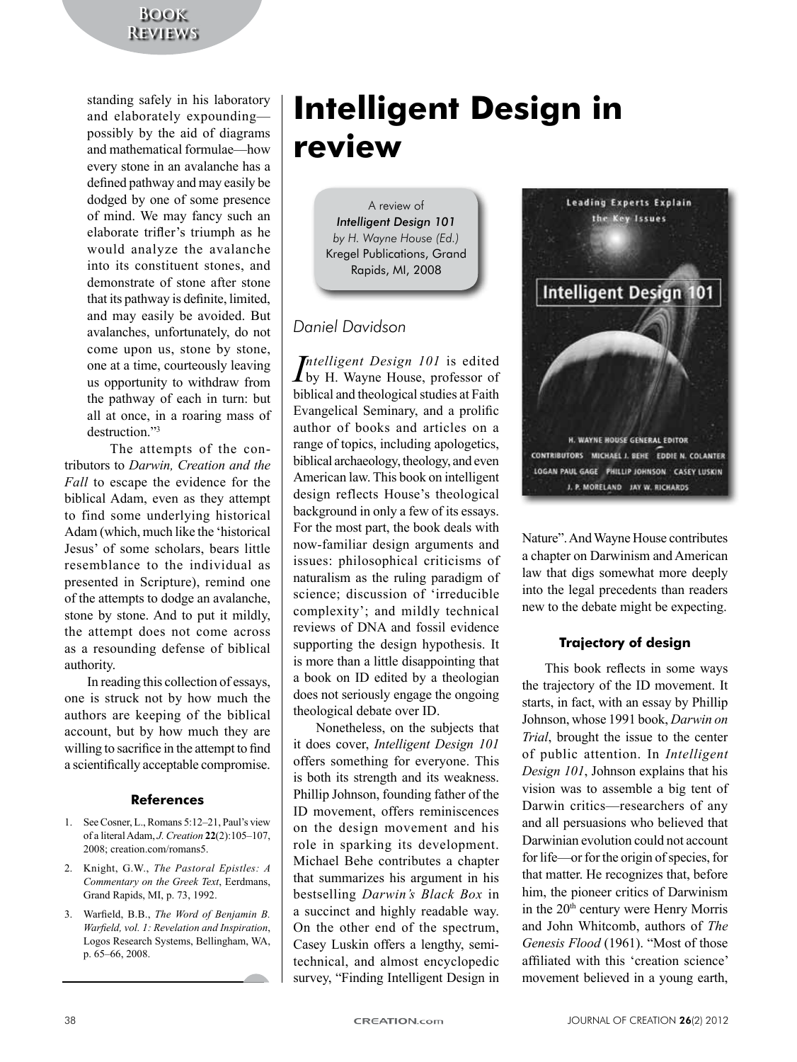standing safely in his laboratory and elaborately expounding—possibly by the aid of diagrams and mathematical formulae—how every stone in an avalanche has a defined pathway and may easily be dodged by one of some presence of mind. We may fancy such an elaborate trifler's triumph as he would analyze the avalanche into its constituent stones, and demonstrate of stone after stone that its pathway is definite, limited, and may easily be avoided. But avalanches, unfortunately, do not come upon us, stone by stone, one at a time, courteously leaving us opportunity to withdraw from the pathway of each in turn: but all at once, in a roaring mass of destruction."[3]

The attempts of the contributors to *Darwin, Creation and the Fall* to escape the evidence for the biblical Adam, even as they attempt to find some underlying historical Adam (which, much like the 'historical Jesus' of some scholars, bears little resemblance to the individual as presented in Scripture), remind one of the attempts to dodge an avalanche, stone by stone. And to put it mildly, the attempt does not come across as a resounding defense of biblical authority.

In reading this collection of essays, one is struck not by how much the authors are keeping of the biblical account, but by how much they are willing to sacrifice in the attempt to find a scientifically acceptable compromise.

### References

1. See Cosner, L., Romans 5:12–21, Paul's view of a literal Adam, *J. Creation* **22**(2):105–107, 2008; creation.com/romans5.
2. Knight, G.W., *The Pastoral Epistles: A Commentary on the Greek Text*, Eerdmans, Grand Rapids, MI, p. 73, 1992.
3. Warfield, B.B., *The Word of Benjamin B. Warfield, vol. 1: Revelation and Inspiration*, Logos Research Systems, Bellingham, WA, p. 65–66, 2008.

# Intelligent Design in review

A review of
*Intelligent Design 101*
*by H. Wayne House (Ed.)*
Kregel Publications, Grand Rapids, MI, 2008

*Daniel Davidson*

*Intelligent Design 101* is edited by H. Wayne House, professor of biblical and theological studies at Faith Evangelical Seminary, and a prolific author of books and articles on a range of topics, including apologetics, biblical archaeology, theology, and even American law. This book on intelligent design reflects House's theological background in only a few of its essays. For the most part, the book deals with now-familiar design arguments and issues: philosophical criticisms of naturalism as the ruling paradigm of science; discussion of 'irreducible complexity'; and mildly technical reviews of DNA and fossil evidence supporting the design hypothesis. It is more than a little disappointing that a book on ID edited by a theologian does not seriously engage the ongoing theological debate over ID.

Nonetheless, on the subjects that it does cover, *Intelligent Design 101* offers something for everyone. This is both its strength and its weakness. Phillip Johnson, founding father of the ID movement, offers reminiscences on the design movement and his role in sparking its development. Michael Behe contributes a chapter that summarizes his argument in his bestselling *Darwin's Black Box* in a succinct and highly readable way. On the other end of the spectrum, Casey Luskin offers a lengthy, semi-technical, and almost encyclopedic survey, "Finding Intelligent Design in Nature". And Wayne House contributes a chapter on Darwinism and American law that digs somewhat more deeply into the legal precedents than readers new to the debate might be expecting.

#### Trajectory of design

This book reflects in some ways the trajectory of the ID movement. It starts, in fact, with an essay by Phillip Johnson, whose 1991 book, *Darwin on Trial*, brought the issue to the center of public attention. In *Intelligent Design 101*, Johnson explains that his vision was to assemble a big tent of Darwin critics—researchers of any and all persuasions who believed that Darwinian evolution could not account for life—or for the origin of species, for that matter. He recognizes that, before him, the pioneer critics of Darwinism in the 20th century were Henry Morris and John Whitcomb, authors of *The Genesis Flood* (1961). "Most of those affiliated with this 'creation science' movement believed in a young earth,